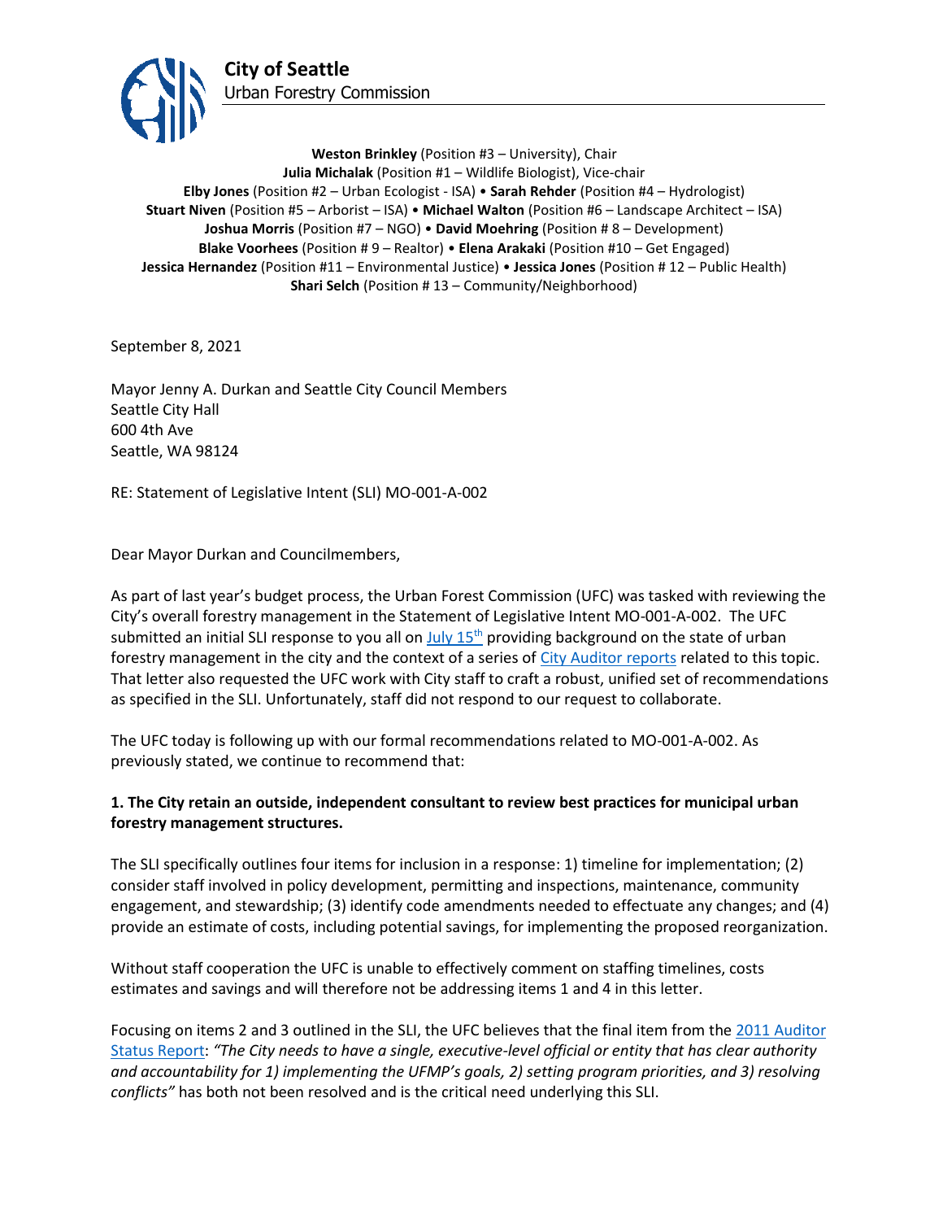# City of Seattle

Urban Forestry Commission

**Weston Brinkley** (Position #3 – University), Chair
**Julia Michalak** (Position #1 – Wildlife Biologist), Vice-chair
**Elby Jones** (Position #2 – Urban Ecologist - ISA) • **Sarah Rehder** (Position #4 – Hydrologist)
**Stuart Niven** (Position #5 – Arborist – ISA) • **Michael Walton** (Position #6 – Landscape Architect – ISA)
**Joshua Morris** (Position #7 – NGO) • **David Moehring** (Position # 8 – Development)
**Blake Voorhees** (Position # 9 – Realtor) • **Elena Arakaki** (Position #10 – Get Engaged)
**Jessica Hernandez** (Position #11 – Environmental Justice) • **Jessica Jones** (Position # 12 – Public Health)
**Shari Selch** (Position # 13 – Community/Neighborhood)

September 8, 2021

Mayor Jenny A. Durkan and Seattle City Council Members
Seattle City Hall
600 4th Ave
Seattle, WA 98124

RE: Statement of Legislative Intent (SLI) MO-001-A-002

Dear Mayor Durkan and Councilmembers,

As part of last year's budget process, the Urban Forest Commission (UFC) was tasked with reviewing the City's overall forestry management in the Statement of Legislative Intent MO-001-A-002. The UFC submitted an initial SLI response to you all on July 15th providing background on the state of urban forestry management in the city and the context of a series of City Auditor reports related to this topic. That letter also requested the UFC work with City staff to craft a robust, unified set of recommendations as specified in the SLI. Unfortunately, staff did not respond to our request to collaborate.

The UFC today is following up with our formal recommendations related to MO-001-A-002. As previously stated, we continue to recommend that:

**1. The City retain an outside, independent consultant to review best practices for municipal urban forestry management structures.**

The SLI specifically outlines four items for inclusion in a response: 1) timeline for implementation; (2) consider staff involved in policy development, permitting and inspections, maintenance, community engagement, and stewardship; (3) identify code amendments needed to effectuate any changes; and (4) provide an estimate of costs, including potential savings, for implementing the proposed reorganization.

Without staff cooperation the UFC is unable to effectively comment on staffing timelines, costs estimates and savings and will therefore not be addressing items 1 and 4 in this letter.

Focusing on items 2 and 3 outlined in the SLI, the UFC believes that the final item from the 2011 Auditor Status Report: *"The City needs to have a single, executive-level official or entity that has clear authority and accountability for 1) implementing the UFMP's goals, 2) setting program priorities, and 3) resolving conflicts"* has both not been resolved and is the critical need underlying this SLI.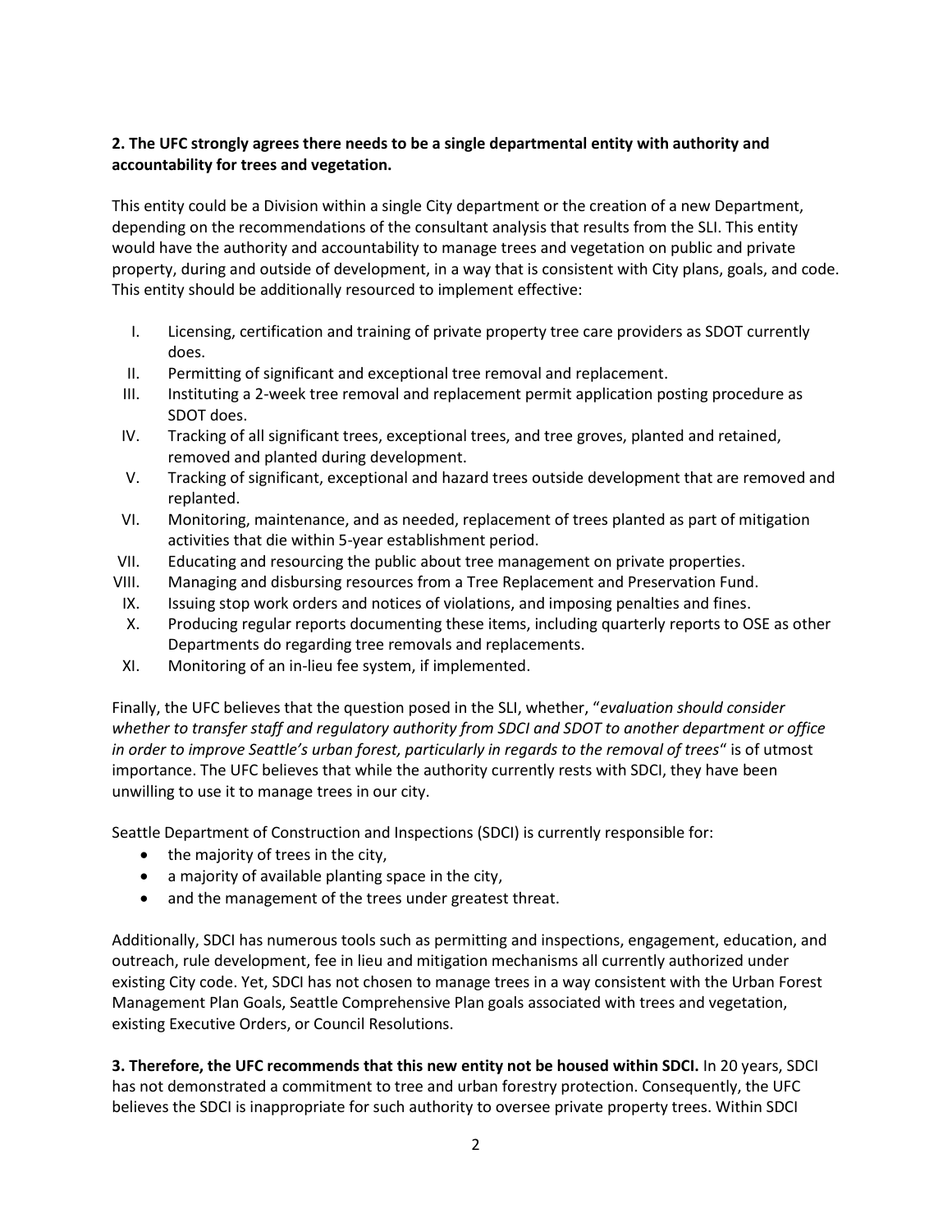**2. The UFC strongly agrees there needs to be a single departmental entity with authority and accountability for trees and vegetation.**

This entity could be a Division within a single City department or the creation of a new Department, depending on the recommendations of the consultant analysis that results from the SLI. This entity would have the authority and accountability to manage trees and vegetation on public and private property, during and outside of development, in a way that is consistent with City plans, goals, and code. This entity should be additionally resourced to implement effective:

I. Licensing, certification and training of private property tree care providers as SDOT currently does.
II. Permitting of significant and exceptional tree removal and replacement.
III. Instituting a 2-week tree removal and replacement permit application posting procedure as SDOT does.
IV. Tracking of all significant trees, exceptional trees, and tree groves, planted and retained, removed and planted during development.
V. Tracking of significant, exceptional and hazard trees outside development that are removed and replanted.
VI. Monitoring, maintenance, and as needed, replacement of trees planted as part of mitigation activities that die within 5-year establishment period.
VII. Educating and resourcing the public about tree management on private properties.
VIII. Managing and disbursing resources from a Tree Replacement and Preservation Fund.
IX. Issuing stop work orders and notices of violations, and imposing penalties and fines.
X. Producing regular reports documenting these items, including quarterly reports to OSE as other Departments do regarding tree removals and replacements.
XI. Monitoring of an in-lieu fee system, if implemented.

Finally, the UFC believes that the question posed in the SLI, whether, "*evaluation should consider whether to transfer staff and regulatory authority from SDCI and SDOT to another department or office in order to improve Seattle's urban forest, particularly in regards to the removal of trees*" is of utmost importance. The UFC believes that while the authority currently rests with SDCI, they have been unwilling to use it to manage trees in our city.

Seattle Department of Construction and Inspections (SDCI) is currently responsible for:

- the majority of trees in the city,
- a majority of available planting space in the city,
- and the management of the trees under greatest threat.

Additionally, SDCI has numerous tools such as permitting and inspections, engagement, education, and outreach, rule development, fee in lieu and mitigation mechanisms all currently authorized under existing City code. Yet, SDCI has not chosen to manage trees in a way consistent with the Urban Forest Management Plan Goals, Seattle Comprehensive Plan goals associated with trees and vegetation, existing Executive Orders, or Council Resolutions.

**3. Therefore, the UFC recommends that this new entity not be housed within SDCI.** In 20 years, SDCI has not demonstrated a commitment to tree and urban forestry protection. Consequently, the UFC believes the SDCI is inappropriate for such authority to oversee private property trees. Within SDCI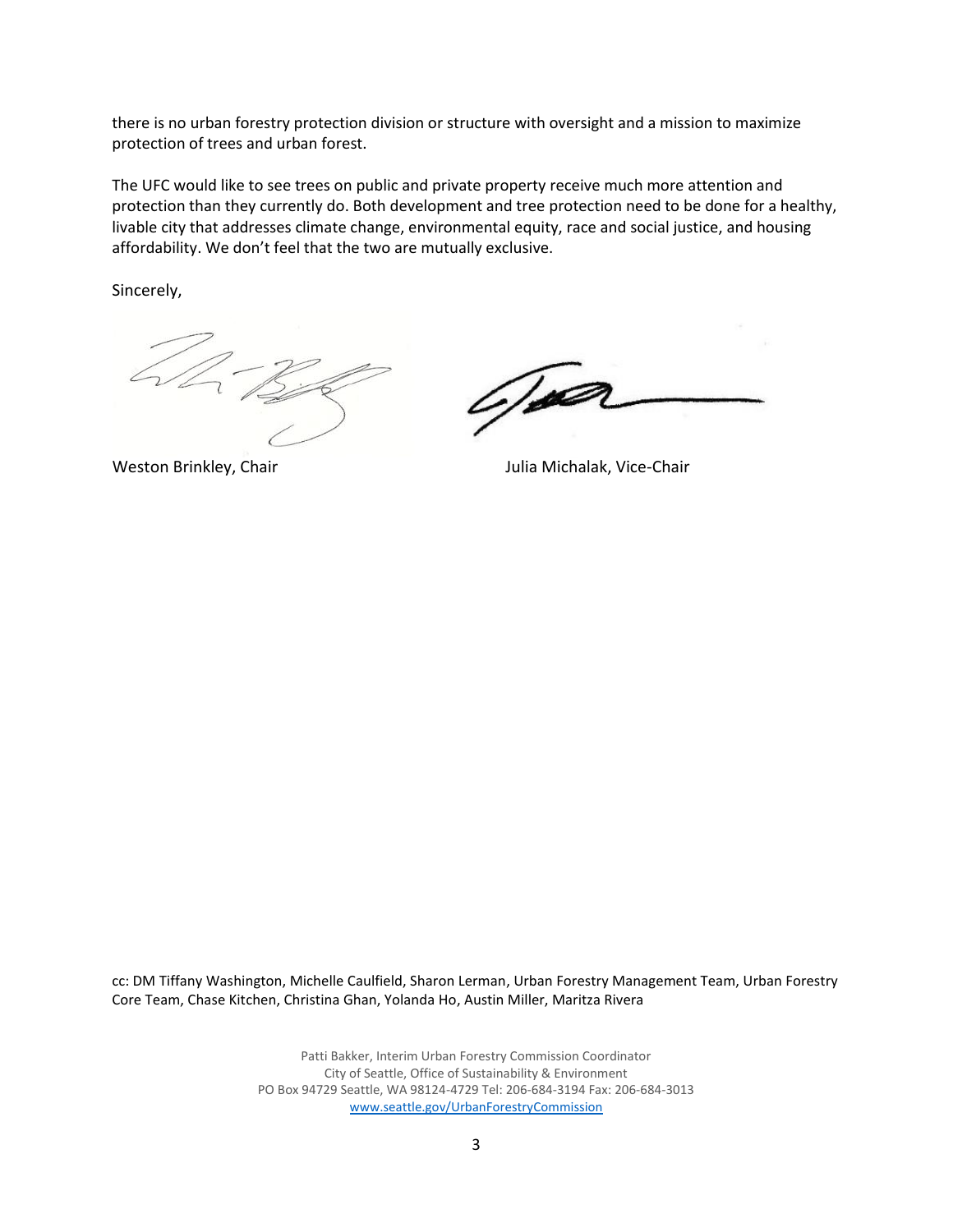there is no urban forestry protection division or structure with oversight and a mission to maximize protection of trees and urban forest.

The UFC would like to see trees on public and private property receive much more attention and protection than they currently do. Both development and tree protection need to be done for a healthy, livable city that addresses climate change, environmental equity, race and social justice, and housing affordability. We don't feel that the two are mutually exclusive.

Sincerely,

Weston Brinkley, Chair

Julia Michalak, Vice-Chair

cc: DM Tiffany Washington, Michelle Caulfield, Sharon Lerman, Urban Forestry Management Team, Urban Forestry Core Team, Chase Kitchen, Christina Ghan, Yolanda Ho, Austin Miller, Maritza Rivera

Patti Bakker, Interim Urban Forestry Commission Coordinator
City of Seattle, Office of Sustainability & Environment
PO Box 94729 Seattle, WA 98124-4729 Tel: 206-684-3194 Fax: 206-684-3013
www.seattle.gov/UrbanForestryCommission